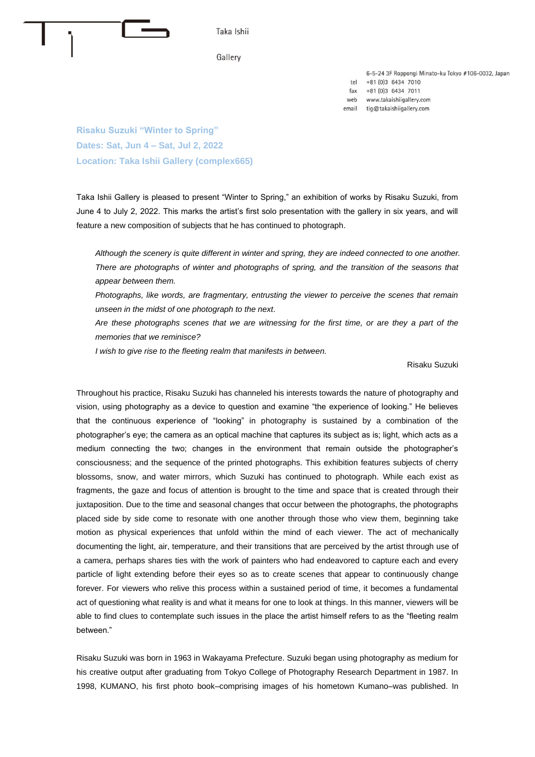Taka Ishii

Gallery

6-5-24 3F Roppongi Minato-ku Tokyo #106-0032, Japan
tel +81 (0)3 6434 7010
fax +81 (0)3 6434 7011
web www.takaishiigallery.com
email tig@takaishiigallery.com

**Risaku Suzuki “Winter to Spring”**
**Dates: Sat, Jun 4 – Sat, Jul 2, 2022**
**Location: Taka Ishii Gallery (complex665)**

Taka Ishii Gallery is pleased to present “Winter to Spring,” an exhibition of works by Risaku Suzuki, from June 4 to July 2, 2022. This marks the artist’s first solo presentation with the gallery in six years, and will feature a new composition of subjects that he has continued to photograph.

> *Although the scenery is quite different in winter and spring, they are indeed connected to one another. There are photographs of winter and photographs of spring, and the transition of the seasons that appear between them.*
> *Photographs, like words, are fragmentary, entrusting the viewer to perceive the scenes that remain unseen in the midst of one photograph to the next.*
> *Are these photographs scenes that we are witnessing for the first time, or are they a part of the memories that we reminisce?*
> *I wish to give rise to the fleeting realm that manifests in between.*
>
> Risaku Suzuki

Throughout his practice, Risaku Suzuki has channeled his interests towards the nature of photography and vision, using photography as a device to question and examine “the experience of looking.” He believes that the continuous experience of “looking” in photography is sustained by a combination of the photographer’s eye; the camera as an optical machine that captures its subject as is; light, which acts as a medium connecting the two; changes in the environment that remain outside the photographer’s consciousness; and the sequence of the printed photographs. This exhibition features subjects of cherry blossoms, snow, and water mirrors, which Suzuki has continued to photograph. While each exist as fragments, the gaze and focus of attention is brought to the time and space that is created through their juxtaposition. Due to the time and seasonal changes that occur between the photographs, the photographs placed side by side come to resonate with one another through those who view them, beginning take motion as physical experiences that unfold within the mind of each viewer. The act of mechanically documenting the light, air, temperature, and their transitions that are perceived by the artist through use of a camera, perhaps shares ties with the work of painters who had endeavored to capture each and every particle of light extending before their eyes so as to create scenes that appear to continuously change forever. For viewers who relive this process within a sustained period of time, it becomes a fundamental act of questioning what reality is and what it means for one to look at things. In this manner, viewers will be able to find clues to contemplate such issues in the place the artist himself refers to as the “fleeting realm between.”

Risaku Suzuki was born in 1963 in Wakayama Prefecture. Suzuki began using photography as medium for his creative output after graduating from Tokyo College of Photography Research Department in 1987. In 1998, KUMANO, his first photo book–comprising images of his hometown Kumano–was published. In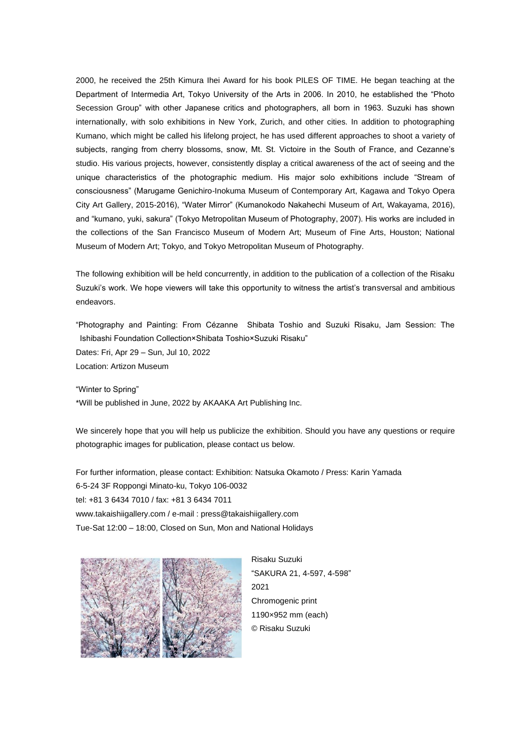2000, he received the 25th Kimura Ihei Award for his book PILES OF TIME. He began teaching at the Department of Intermedia Art, Tokyo University of the Arts in 2006. In 2010, he established the "Photo Secession Group" with other Japanese critics and photographers, all born in 1963. Suzuki has shown internationally, with solo exhibitions in New York, Zurich, and other cities. In addition to photographing Kumano, which might be called his lifelong project, he has used different approaches to shoot a variety of subjects, ranging from cherry blossoms, snow, Mt. St. Victoire in the South of France, and Cezanne's studio. His various projects, however, consistently display a critical awareness of the act of seeing and the unique characteristics of the photographic medium. His major solo exhibitions include "Stream of consciousness" (Marugame Genichiro-Inokuma Museum of Contemporary Art, Kagawa and Tokyo Opera City Art Gallery, 2015-2016), "Water Mirror" (Kumanokodo Nakahechi Museum of Art, Wakayama, 2016), and "kumano, yuki, sakura" (Tokyo Metropolitan Museum of Photography, 2007). His works are included in the collections of the San Francisco Museum of Modern Art; Museum of Fine Arts, Houston; National Museum of Modern Art; Tokyo, and Tokyo Metropolitan Museum of Photography.

The following exhibition will be held concurrently, in addition to the publication of a collection of the Risaku Suzuki's work. We hope viewers will take this opportunity to witness the artist's transversal and ambitious endeavors.

"Photography and Painting: From Cézanne Shibata Toshio and Suzuki Risaku, Jam Session: The Ishibashi Foundation Collection×Shibata Toshio×Suzuki Risaku"
Dates: Fri, Apr 29 – Sun, Jul 10, 2022
Location: Artizon Museum

"Winter to Spring"
*Will be published in June, 2022 by AKAAKA Art Publishing Inc.

We sincerely hope that you will help us publicize the exhibition. Should you have any questions or require photographic images for publication, please contact us below.

For further information, please contact: Exhibition: Natsuka Okamoto / Press: Karin Yamada
6-5-24 3F Roppongi Minato-ku, Tokyo 106-0032
tel: +81 3 6434 7010 / fax: +81 3 6434 7011
www.takaishiigallery.com / e-mail : press@takaishiigallery.com
Tue-Sat 12:00 – 18:00, Closed on Sun, Mon and National Holidays

Risaku Suzuki
"SAKURA 21, 4-597, 4-598"
2021
Chromogenic print
1190×952 mm (each)
© Risaku Suzuki